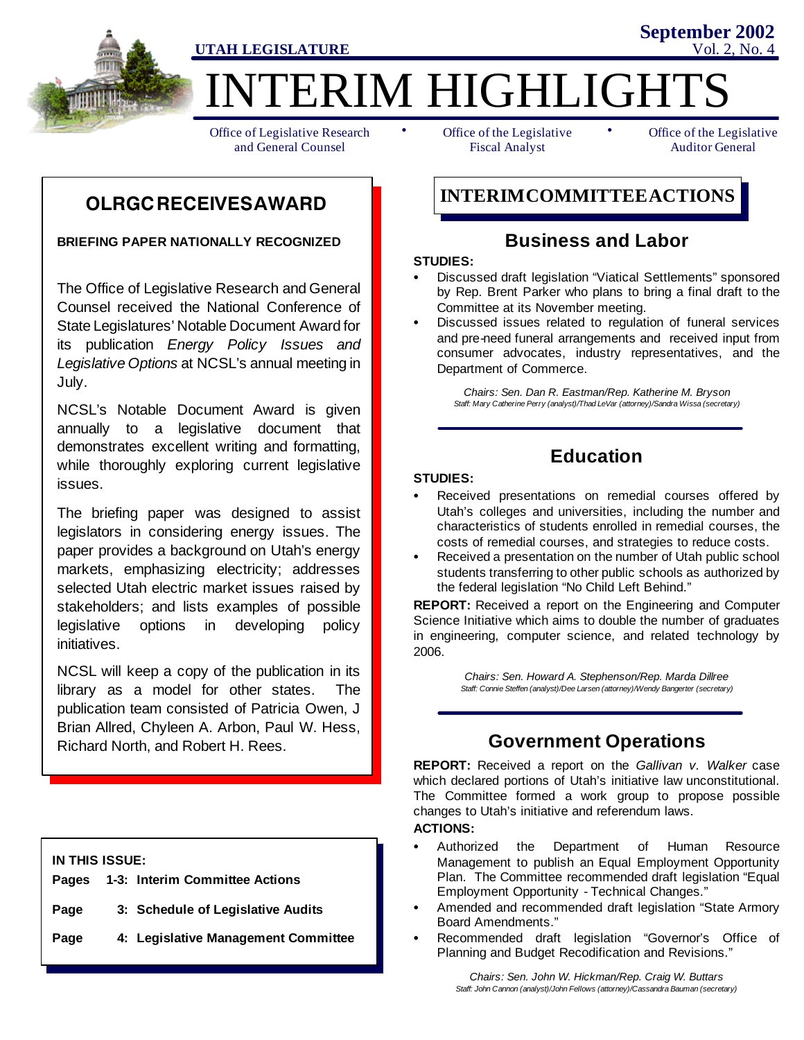**UTAH LEGISLATURE**

**September 2002**
Vol. 2, No. 4

# INTERIM HIGHLIGHTS

Office of Legislative Research and General Counsel • Office of the Legislative Fiscal Analyst • Office of the Legislative Auditor General

## OLRGC RECEIVES AWARD

**BRIEFING PAPER NATIONALLY RECOGNIZED**

The Office of Legislative Research and General Counsel received the National Conference of State Legislatures' Notable Document Award for its publication *Energy Policy Issues and Legislative Options* at NCSL's annual meeting in July.

NCSL's Notable Document Award is given annually to a legislative document that demonstrates excellent writing and formatting, while thoroughly exploring current legislative issues.

The briefing paper was designed to assist legislators in considering energy issues. The paper provides a background on Utah's energy markets, emphasizing electricity; addresses selected Utah electric market issues raised by stakeholders; and lists examples of possible legislative options in developing policy initiatives.

NCSL will keep a copy of the publication in its library as a model for other states. The publication team consisted of Patricia Owen, J Brian Allred, Chyleen A. Arbon, Paul W. Hess, Richard North, and Robert H. Rees.

**IN THIS ISSUE:**

**Pages 1-3: Interim Committee Actions**

**Page 3: Schedule of Legislative Audits**

**Page 4: Legislative Management Committee**

## INTERIM COMMITTEE ACTIONS

### Business and Labor

**STUDIES:**

- Discussed draft legislation "Viatical Settlements" sponsored by Rep. Brent Parker who plans to bring a final draft to the Committee at its November meeting.
- Discussed issues related to regulation of funeral services and pre-need funeral arrangements and received input from consumer advocates, industry representatives, and the Department of Commerce.

*Chairs: Sen. Dan R. Eastman/Rep. Katherine M. Bryson*
*Staff: Mary Catherine Perry (analyst)/Thad LeVar (attorney)/Sandra Wissa (secretary)*

### Education

**STUDIES:**

- Received presentations on remedial courses offered by Utah's colleges and universities, including the number and characteristics of students enrolled in remedial courses, the costs of remedial courses, and strategies to reduce costs.
- Received a presentation on the number of Utah public school students transferring to other public schools as authorized by the federal legislation "No Child Left Behind."

**REPORT:** Received a report on the Engineering and Computer Science Initiative which aims to double the number of graduates in engineering, computer science, and related technology by 2006.

*Chairs: Sen. Howard A. Stephenson/Rep. Marda Dillree*
*Staff: Connie Steffen (analyst)/Dee Larsen (attorney)/Wendy Bangerter (secretary)*

### Government Operations

**REPORT:** Received a report on the *Gallivan v. Walker* case which declared portions of Utah's initiative law unconstitutional. The Committee formed a work group to propose possible changes to Utah's initiative and referendum laws.

**ACTIONS:**

- Authorized the Department of Human Resource Management to publish an Equal Employment Opportunity Plan. The Committee recommended draft legislation "Equal Employment Opportunity - Technical Changes."
- Amended and recommended draft legislation "State Armory Board Amendments."
- Recommended draft legislation "Governor's Office of Planning and Budget Recodification and Revisions."

*Chairs: Sen. John W. Hickman/Rep. Craig W. Buttars*
*Staff: John Cannon (analyst)/John Fellows (attorney)/Cassandra Bauman (secretary)*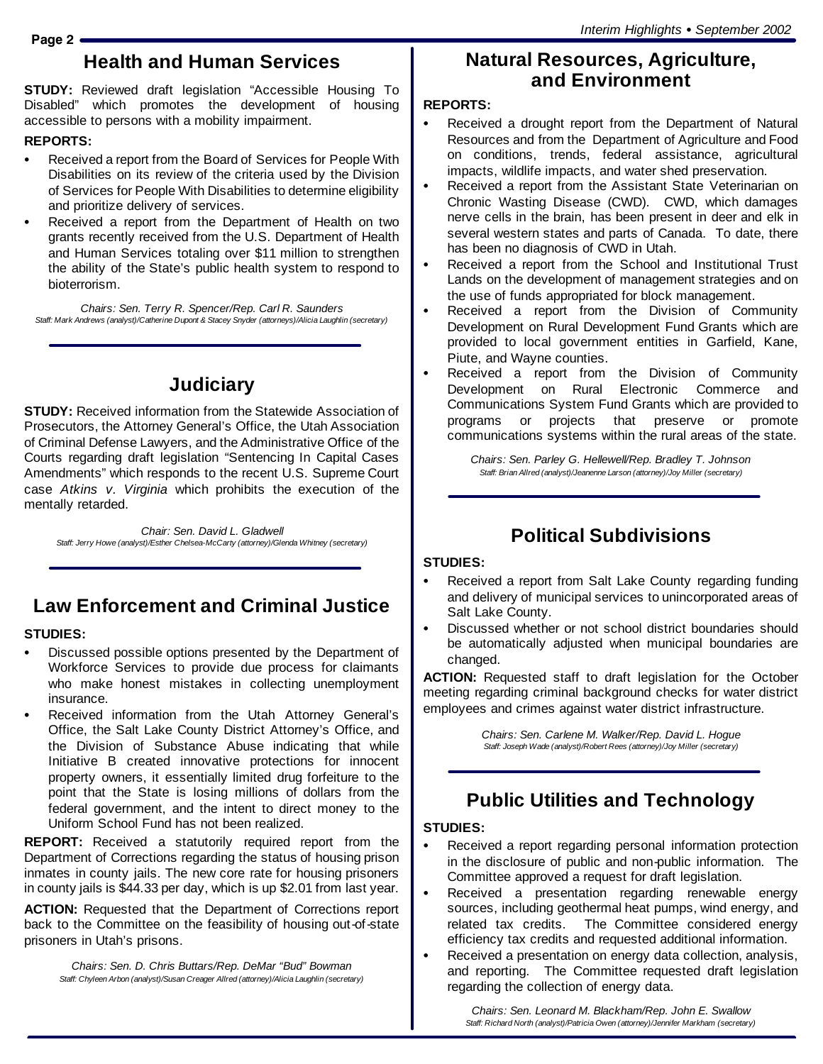## Health and Human Services

**STUDY:** Reviewed draft legislation "Accessible Housing To Disabled" which promotes the development of housing accessible to persons with a mobility impairment.

**REPORTS:**

- Received a report from the Board of Services for People With Disabilities on its review of the criteria used by the Division of Services for People With Disabilities to determine eligibility and prioritize delivery of services.
- Received a report from the Department of Health on two grants recently received from the U.S. Department of Health and Human Services totaling over $11 million to strengthen the ability of the State's public health system to respond to bioterrorism.

*Chairs: Sen. Terry R. Spencer/Rep. Carl R. Saunders*
*Staff: Mark Andrews (analyst)/Catherine Dupont & Stacey Snyder (attorneys)/Alicia Laughlin (secretary)*

## Judiciary

**STUDY:** Received information from the Statewide Association of Prosecutors, the Attorney General's Office, the Utah Association of Criminal Defense Lawyers, and the Administrative Office of the Courts regarding draft legislation "Sentencing In Capital Cases Amendments" which responds to the recent U.S. Supreme Court case *Atkins v. Virginia* which prohibits the execution of the mentally retarded.

*Chair: Sen. David L. Gladwell*
*Staff: Jerry Howe (analyst)/Esther Chelsea-McCarty (attorney)/Glenda Whitney (secretary)*

## Law Enforcement and Criminal Justice

**STUDIES:**

- Discussed possible options presented by the Department of Workforce Services to provide due process for claimants who make honest mistakes in collecting unemployment insurance.
- Received information from the Utah Attorney General's Office, the Salt Lake County District Attorney's Office, and the Division of Substance Abuse indicating that while Initiative B created innovative protections for innocent property owners, it essentially limited drug forfeiture to the point that the State is losing millions of dollars from the federal government, and the intent to direct money to the Uniform School Fund has not been realized.

**REPORT:** Received a statutorily required report from the Department of Corrections regarding the status of housing prison inmates in county jails. The new core rate for housing prisoners in county jails is $44.33 per day, which is up $2.01 from last year.

**ACTION:** Requested that the Department of Corrections report back to the Committee on the feasibility of housing out-of-state prisoners in Utah's prisons.

*Chairs: Sen. D. Chris Buttars/Rep. DeMar "Bud" Bowman*
*Staff: Chyleen Arbon (analyst)/Susan Creager Allred (attorney)/Alicia Laughlin (secretary)*

## Natural Resources, Agriculture, and Environment

**REPORTS:**

- Received a drought report from the Department of Natural Resources and from the Department of Agriculture and Food on conditions, trends, federal assistance, agricultural impacts, wildlife impacts, and water shed preservation.
- Received a report from the Assistant State Veterinarian on Chronic Wasting Disease (CWD). CWD, which damages nerve cells in the brain, has been present in deer and elk in several western states and parts of Canada. To date, there has been no diagnosis of CWD in Utah.
- Received a report from the School and Institutional Trust Lands on the development of management strategies and on the use of funds appropriated for block management.
- Received a report from the Division of Community Development on Rural Development Fund Grants which are provided to local government entities in Garfield, Kane, Piute, and Wayne counties.
- Received a report from the Division of Community Development on Rural Electronic Commerce and Communications System Fund Grants which are provided to programs or projects that preserve or promote communications systems within the rural areas of the state.

*Chairs: Sen. Parley G. Hellewell/Rep. Bradley T. Johnson*
*Staff: Brian Allred (analyst)/Jeanenne Larson (attorney)/Joy Miller (secretary)*

## Political Subdivisions

**STUDIES:**

- Received a report from Salt Lake County regarding funding and delivery of municipal services to unincorporated areas of Salt Lake County.
- Discussed whether or not school district boundaries should be automatically adjusted when municipal boundaries are changed.

**ACTION:** Requested staff to draft legislation for the October meeting regarding criminal background checks for water district employees and crimes against water district infrastructure.

*Chairs: Sen. Carlene M. Walker/Rep. David L. Hogue*
*Staff: Joseph Wade (analyst)/Robert Rees (attorney)/Joy Miller (secretary)*

## Public Utilities and Technology

**STUDIES:**

- Received a report regarding personal information protection in the disclosure of public and non-public information. The Committee approved a request for draft legislation.
- Received a presentation regarding renewable energy sources, including geothermal heat pumps, wind energy, and related tax credits. The Committee considered energy efficiency tax credits and requested additional information.
- Received a presentation on energy data collection, analysis, and reporting. The Committee requested draft legislation regarding the collection of energy data.

*Chairs: Sen. Leonard M. Blackham/Rep. John E. Swallow*
*Staff: Richard North (analyst)/Patricia Owen (attorney)/Jennifer Markham (secretary)*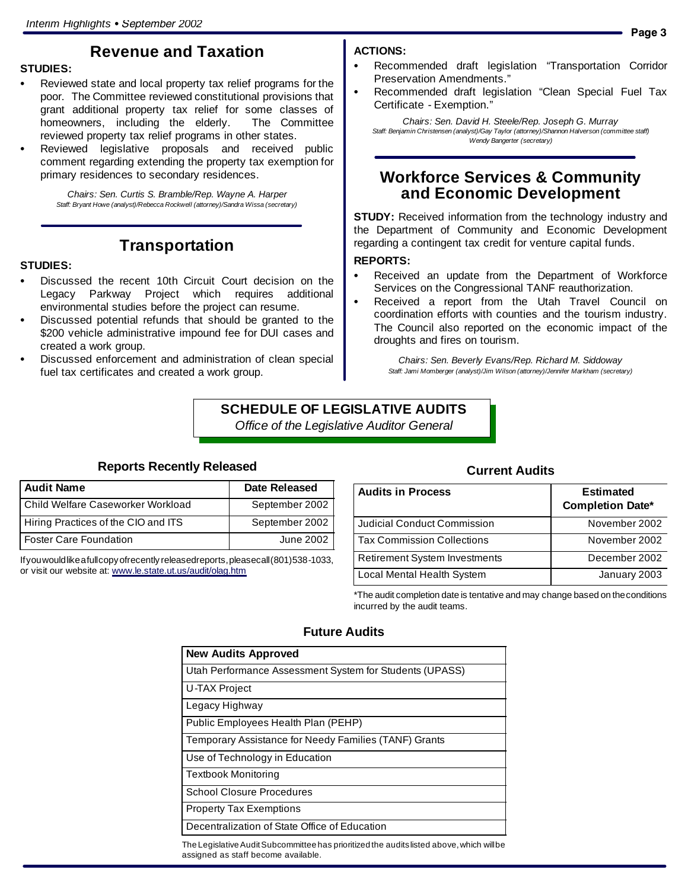## Revenue and Taxation

**STUDIES:**

- Reviewed state and local property tax relief programs for the poor. The Committee reviewed constitutional provisions that grant additional property tax relief for some classes of homeowners, including the elderly. The Committee reviewed property tax relief programs in other states.
- Reviewed legislative proposals and received public comment regarding extending the property tax exemption for primary residences to secondary residences.

*Chairs: Sen. Curtis S. Bramble/Rep. Wayne A. Harper*
*Staff: Bryant Howe (analyst)/Rebecca Rockwell (attorney)/Sandra Wissa (secretary)*

## Transportation

**STUDIES:**

- Discussed the recent 10th Circuit Court decision on the Legacy Parkway Project which requires additional environmental studies before the project can resume.
- Discussed potential refunds that should be granted to the $200 vehicle administrative impound fee for DUI cases and created a work group.
- Discussed enforcement and administration of clean special fuel tax certificates and created a work group.

**ACTIONS:**

- Recommended draft legislation "Transportation Corridor Preservation Amendments."
- Recommended draft legislation "Clean Special Fuel Tax Certificate - Exemption."

*Chairs: Sen. David H. Steele/Rep. Joseph G. Murray*
*Staff: Benjamin Christensen (analyst)/Gay Taylor (attorney)/Shannon Halverson (committee staff) Wendy Bangerter (secretary)*

## Workforce Services & Community and Economic Development

**STUDY:** Received information from the technology industry and the Department of Community and Economic Development regarding a contingent tax credit for venture capital funds.

**REPORTS:**

- Received an update from the Department of Workforce Services on the Congressional TANF reauthorization.
- Received a report from the Utah Travel Council on coordination efforts with counties and the tourism industry. The Council also reported on the economic impact of the droughts and fires on tourism.

*Chairs: Sen. Beverly Evans/Rep. Richard M. Siddoway*
*Staff: Jami Momberger (analyst)/Jim Wilson (attorney)/Jennifer Markham (secretary)*

## SCHEDULE OF LEGISLATIVE AUDITS

*Office of the Legislative Auditor General*

### Reports Recently Released

| Audit Name | Date Released |
|---|---|
| Child Welfare Caseworker Workload | September 2002 |
| Hiring Practices of the CIO and ITS | September 2002 |
| Foster Care Foundation | June 2002 |

If you would like a full copy of recently released reports, please call (801) 538-1033, or visit our website at: www.le.state.ut.us/audit/olag.htm

### Current Audits

| Audits in Process | Estimated Completion Date* |
|---|---|
| Judicial Conduct Commission | November 2002 |
| Tax Commission Collections | November 2002 |
| Retirement System Investments | December 2002 |
| Local Mental Health System | January 2003 |

*The audit completion date is tentative and may change based on the conditions incurred by the audit teams.

### Future Audits

| New Audits Approved |
|---|
| Utah Performance Assessment System for Students (UPASS) |
| U-TAX Project |
| Legacy Highway |
| Public Employees Health Plan (PEHP) |
| Temporary Assistance for Needy Families (TANF) Grants |
| Use of Technology in Education |
| Textbook Monitoring |
| School Closure Procedures |
| Property Tax Exemptions |
| Decentralization of State Office of Education |

The Legislative Audit Subcommittee has prioritized the audits listed above, which will be assigned as staff become available.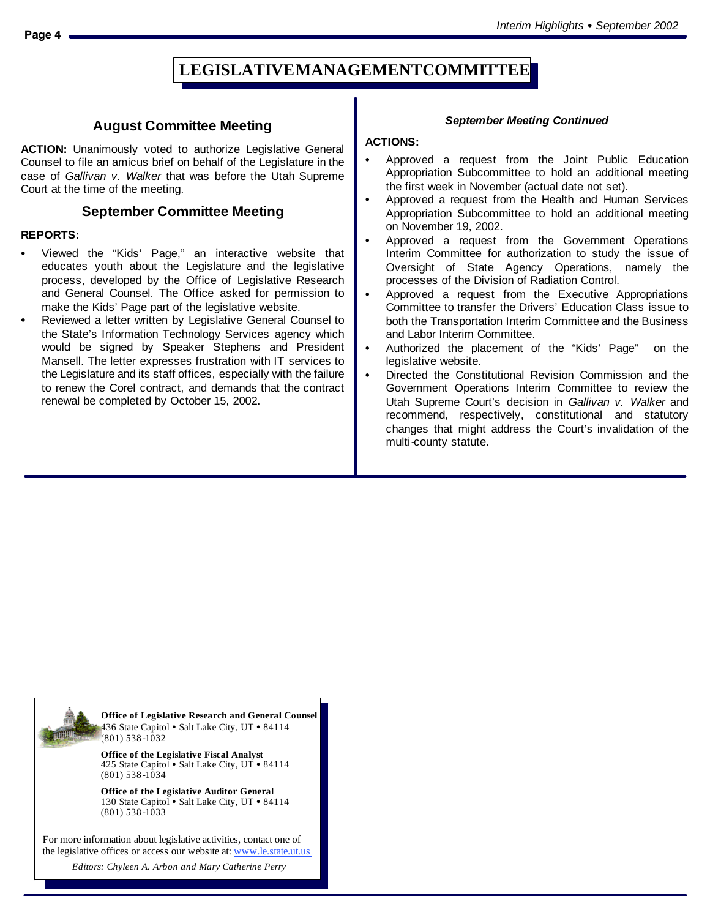# LEGISLATIVE MANAGEMENT COMMITTEE

## August Committee Meeting

**ACTION:** Unanimously voted to authorize Legislative General Counsel to file an amicus brief on behalf of the Legislature in the case of *Gallivan v. Walker* that was before the Utah Supreme Court at the time of the meeting.

## September Committee Meeting

**REPORTS:**

- Viewed the "Kids' Page," an interactive website that educates youth about the Legislature and the legislative process, developed by the Office of Legislative Research and General Counsel. The Office asked for permission to make the Kids' Page part of the legislative website.
- Reviewed a letter written by Legislative General Counsel to the State's Information Technology Services agency which would be signed by Speaker Stephens and President Mansell. The letter expresses frustration with IT services to the Legislature and its staff offices, especially with the failure to renew the Corel contract, and demands that the contract renewal be completed by October 15, 2002.

***September Meeting Continued***

**ACTIONS:**

- Approved a request from the Joint Public Education Appropriation Subcommittee to hold an additional meeting the first week in November (actual date not set).
- Approved a request from the Health and Human Services Appropriation Subcommittee to hold an additional meeting on November 19, 2002.
- Approved a request from the Government Operations Interim Committee for authorization to study the issue of Oversight of State Agency Operations, namely the processes of the Division of Radiation Control.
- Approved a request from the Executive Appropriations Committee to transfer the Drivers' Education Class issue to both the Transportation Interim Committee and the Business and Labor Interim Committee.
- Authorized the placement of the "Kids' Page" on the legislative website.
- Directed the Constitutional Revision Commission and the Government Operations Interim Committee to review the Utah Supreme Court's decision in *Gallivan v. Walker* and recommend, respectively, constitutional and statutory changes that might address the Court's invalidation of the multi-county statute.

---

**Office of Legislative Research and General Counsel**
436 State Capitol • Salt Lake City, UT • 84114
(801) 538-1032

**Office of the Legislative Fiscal Analyst**
425 State Capitol • Salt Lake City, UT • 84114
(801) 538-1034

**Office of the Legislative Auditor General**
130 State Capitol • Salt Lake City, UT • 84114
(801) 538-1033

For more information about legislative activities, contact one of the legislative offices or access our website at: www.le.state.ut.us

*Editors: Chyleen A. Arbon and Mary Catherine Perry*